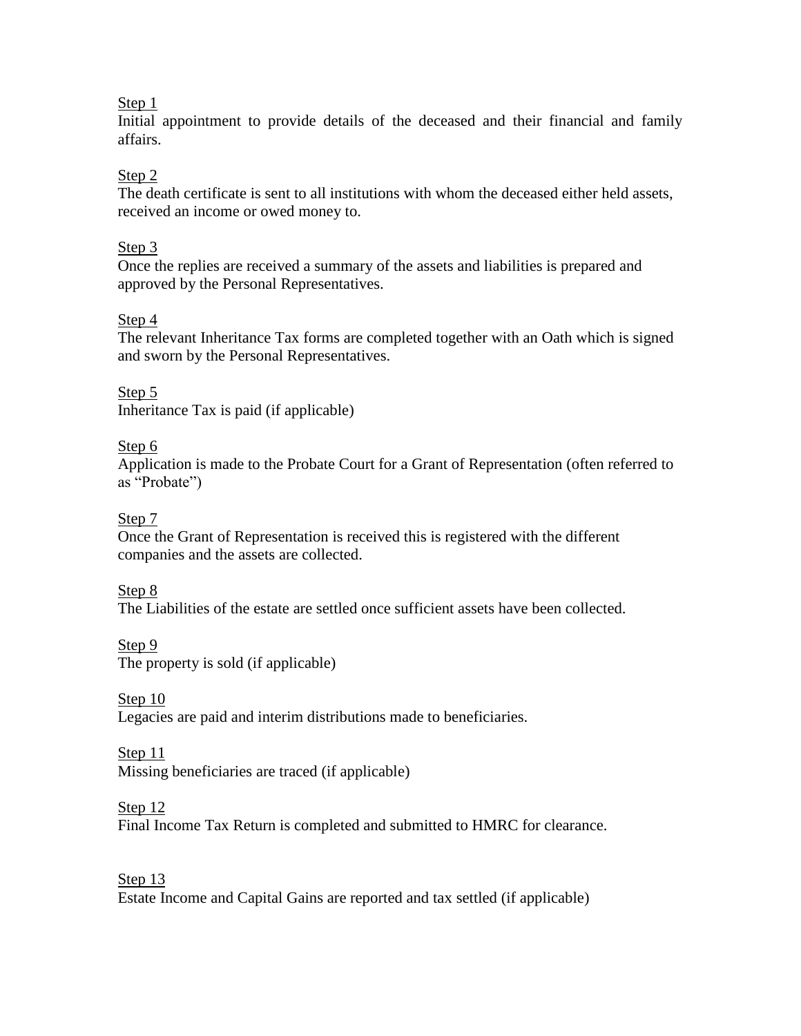<u>Step 1</u>
Initial appointment to provide details of the deceased and their financial and family affairs.

<u>Step 2</u>
The death certificate is sent to all institutions with whom the deceased either held assets, received an income or owed money to.

<u>Step 3</u>
Once the replies are received a summary of the assets and liabilities is prepared and approved by the Personal Representatives.

<u>Step 4</u>
The relevant Inheritance Tax forms are completed together with an Oath which is signed and sworn by the Personal Representatives.

<u>Step 5</u>
Inheritance Tax is paid (if applicable)

<u>Step 6</u>
Application is made to the Probate Court for a Grant of Representation (often referred to as "Probate")

<u>Step 7</u>
Once the Grant of Representation is received this is registered with the different companies and the assets are collected.

<u>Step 8</u>
The Liabilities of the estate are settled once sufficient assets have been collected.

<u>Step 9</u>
The property is sold (if applicable)

<u>Step 10</u>
Legacies are paid and interim distributions made to beneficiaries.

<u>Step 11</u>
Missing beneficiaries are traced (if applicable)

<u>Step 12</u>
Final Income Tax Return is completed and submitted to HMRC for clearance.

<u>Step 13</u>
Estate Income and Capital Gains are reported and tax settled (if applicable)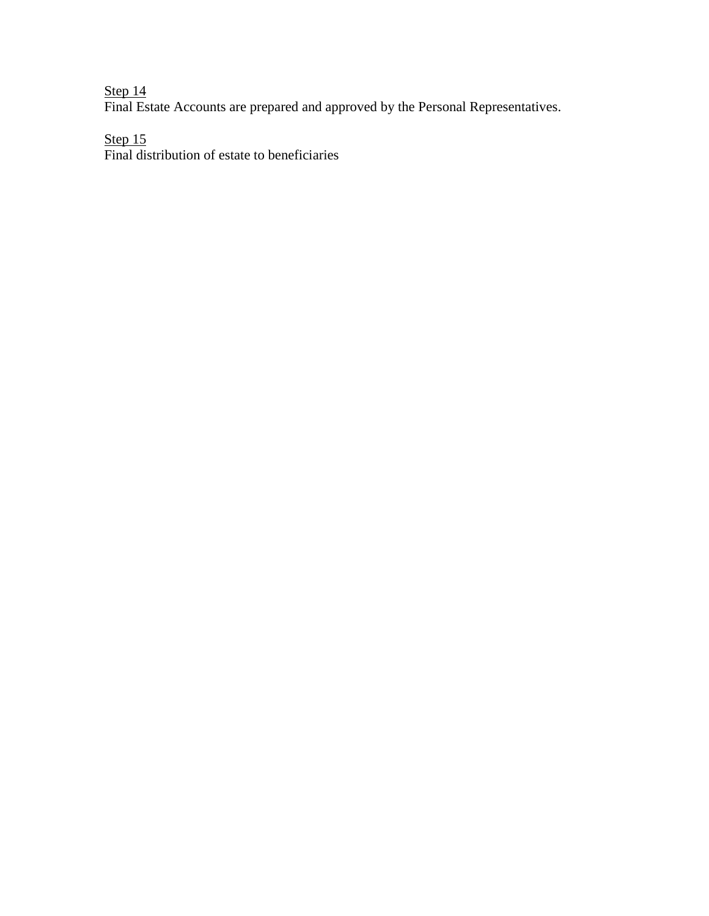<u>Step 14</u>
Final Estate Accounts are prepared and approved by the Personal Representatives.

<u>Step 15</u>
Final distribution of estate to beneficiaries